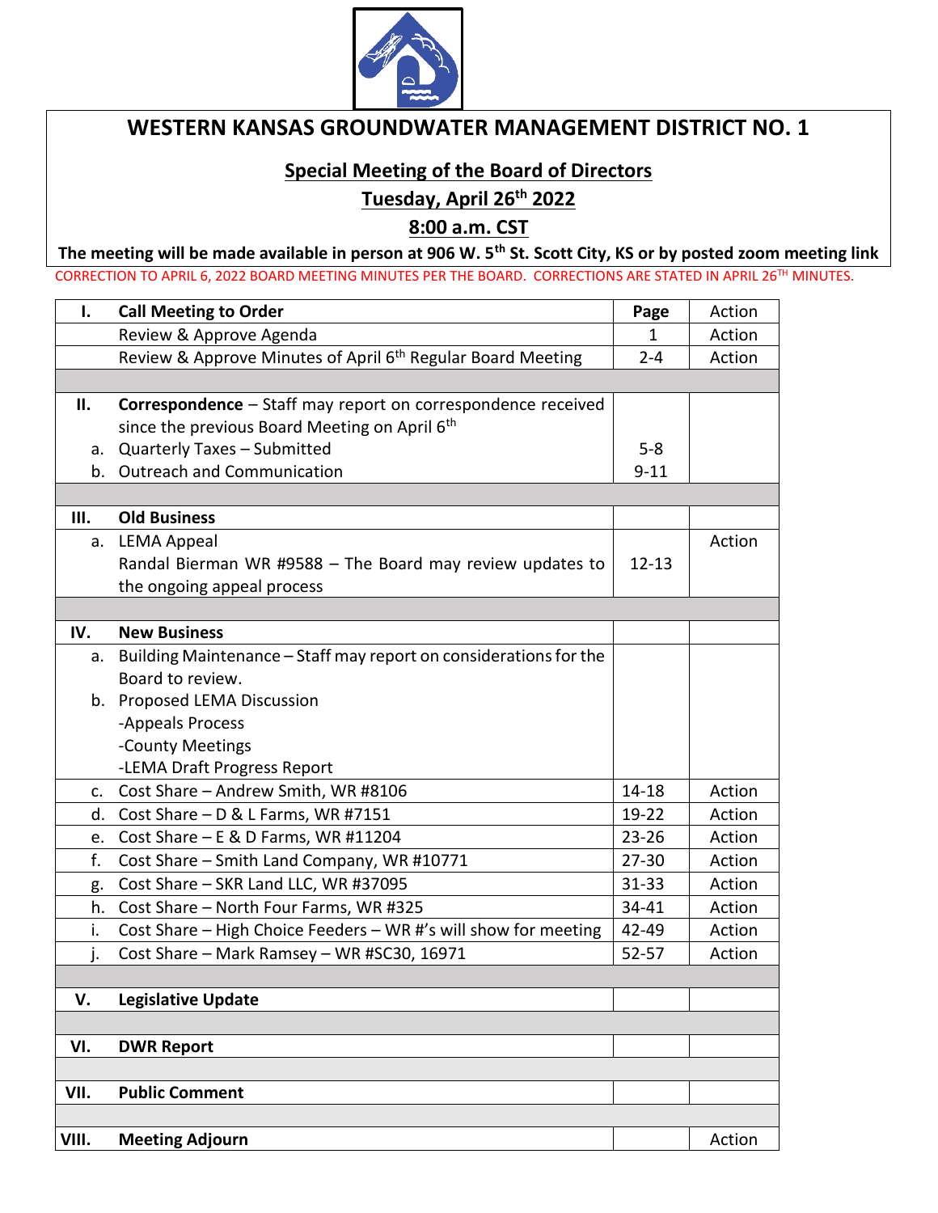# WESTERN KANSAS GROUNDWATER MANAGEMENT DISTRICT NO. 1

## Special Meeting of the Board of Directors

## Tuesday, April 26th 2022

## 8:00 a.m. CST

**The meeting will be made available in person at 906 W. 5th St. Scott City, KS or by posted zoom meeting link**

CORRECTION TO APRIL 6, 2022 BOARD MEETING MINUTES PER THE BOARD. CORRECTIONS ARE STATED IN APRIL 26TH MINUTES.

| I. | **Call Meeting to Order** | **Page** | Action |
|---|---|---|---|
| | Review & Approve Agenda | 1 | Action |
| | Review & Approve Minutes of April 6th Regular Board Meeting | 2-4 | Action |
| | | | |
| II. | **Correspondence** – Staff may report on correspondence received since the previous Board Meeting on April 6th | | |
| a. | Quarterly Taxes – Submitted | 5-8 | |
| b. | Outreach and Communication | 9-11 | |
| | | | |
| III. | **Old Business** | | |
| a. | LEMA Appeal<br>Randal Bierman WR #9588 – The Board may review updates to the ongoing appeal process | 12-13 | Action |
| | | | |
| IV. | **New Business** | | |
| a. | Building Maintenance – Staff may report on considerations for the Board to review. | | |
| b. | Proposed LEMA Discussion<br>-Appeals Process<br>-County Meetings<br>-LEMA Draft Progress Report | | |
| c. | Cost Share – Andrew Smith, WR #8106 | 14-18 | Action |
| d. | Cost Share – D & L Farms, WR #7151 | 19-22 | Action |
| e. | Cost Share – E & D Farms, WR #11204 | 23-26 | Action |
| f. | Cost Share – Smith Land Company, WR #10771 | 27-30 | Action |
| g. | Cost Share – SKR Land LLC, WR #37095 | 31-33 | Action |
| h. | Cost Share – North Four Farms, WR #325 | 34-41 | Action |
| i. | Cost Share – High Choice Feeders – WR #'s will show for meeting | 42-49 | Action |
| j. | Cost Share – Mark Ramsey – WR #SC30, 16971 | 52-57 | Action |
| | | | |
| V. | **Legislative Update** | | |
| | | | |
| VI. | **DWR Report** | | |
| | | | |
| VII. | **Public Comment** | | |
| | | | |
| VIII. | **Meeting Adjourn** | | Action |